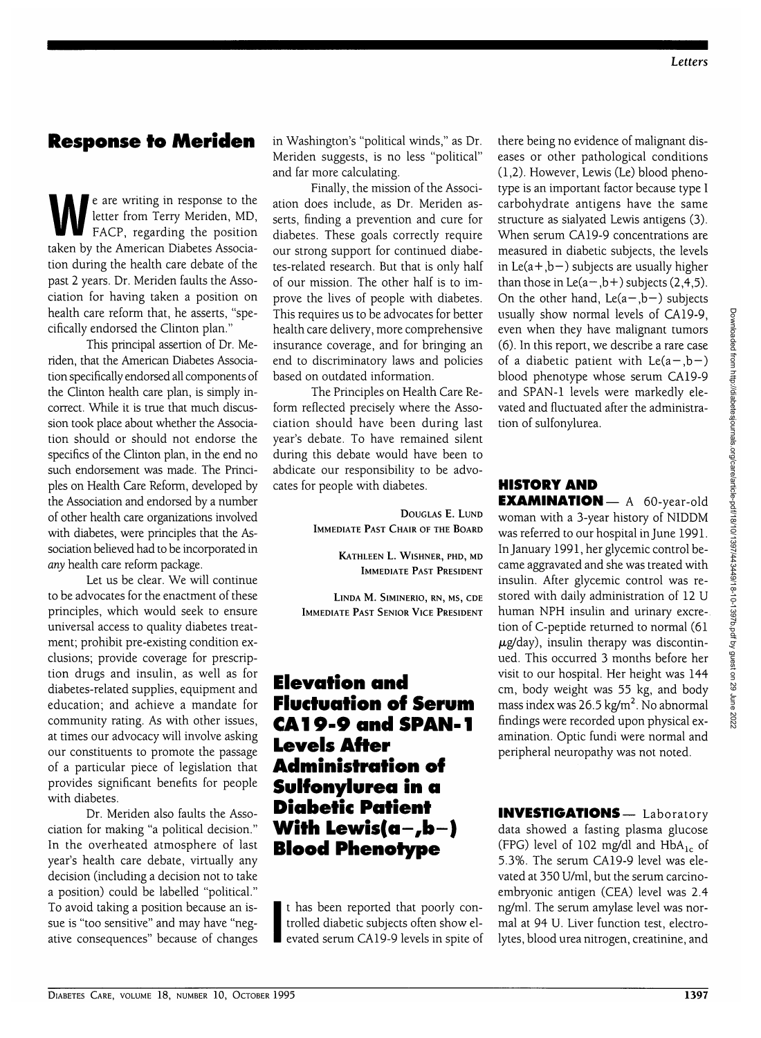## Response to Meriden

We are writing in response to the letter from Terry Meriden, MD, FACP, regarding the position taken by the American Diabetes Association during the health care debate of the past 2 years. Dr. Meriden faults the Association for having taken a position on health care reform that, he asserts, "specifically endorsed the Clinton plan."

This principal assertion of Dr. Meriden, that the American Diabetes Association specifically endorsed all components of the Clinton health care plan, is simply incorrect. While it is true that much discussion took place about whether the Association should or should not endorse the specifics of the Clinton plan, in the end no such endorsement was made. The Principles on Health Care Reform, developed by the Association and endorsed by a number of other health care organizations involved with diabetes, were principles that the Association believed had to be incorporated in *any* health care reform package.

Let us be clear. We will continue to be advocates for the enactment of these principles, which would seek to ensure universal access to quality diabetes treatment; prohibit pre-existing condition exclusions; provide coverage for prescription drugs and insulin, as well as for diabetes-related supplies, equipment and education; and achieve a mandate for community rating. As with other issues, at times our advocacy will involve asking our constituents to promote the passage of a particular piece of legislation that provides significant benefits for people with diabetes.

Dr. Meriden also faults the Association for making "a political decision." In the overheated atmosphere of last year's health care debate, virtually any decision (including a decision not to take a position) could be labelled "political." To avoid taking a position because an issue is "too sensitive" and may have "negative consequences" because of changes in Washington's "political winds," as Dr. Meriden suggests, is no less "political" and far more calculating.

Finally, the mission of the Association does include, as Dr. Meriden asserts, finding a prevention and cure for diabetes. These goals correctly require our strong support for continued diabetes-related research. But that is only half of our mission. The other half is to improve the lives of people with diabetes. This requires us to be advocates for better health care delivery, more comprehensive insurance coverage, and for bringing an end to discriminatory laws and policies based on outdated information.

The Principles on Health Care Reform reflected precisely where the Association should have been during last year's debate. To have remained silent during this debate would have been to abdicate our responsibility to be advocates for people with diabetes.

DOUGLAS E. LUND
IMMEDIATE PAST CHAIR OF THE BOARD

KATHLEEN L. WISHNER, PHD, MD
IMMEDIATE PAST PRESIDENT

LINDA M. SIMINERIO, RN, MS, CDE
IMMEDIATE PAST SENIOR VICE PRESIDENT

## Elevation and Fluctuation of Serum CA19-9 and SPAN-1 Levels After Administration of Sulfonylurea in a Diabetic Patient With Lewis(a−,b−) Blood Phenotype

It has been reported that poorly controlled diabetic subjects often show elevated serum CA19-9 levels in spite of there being no evidence of malignant diseases or other pathological conditions (1,2). However, Lewis (Le) blood phenotype is an important factor because type I carbohydrate antigens have the same structure as sialyated Lewis antigens (3). When serum CA19-9 concentrations are measured in diabetic subjects, the levels in Le(a+,b−) subjects are usually higher than those in Le(a−,b+) subjects (2,4,5). On the other hand, Le(a−,b−) subjects usually show normal levels of CA19-9, even when they have malignant tumors (6). In this report, we describe a rare case of a diabetic patient with Le(a−,b−) blood phenotype whose serum CA19-9 and SPAN-1 levels were markedly elevated and fluctuated after the administration of sulfonylurea.

**HISTORY AND EXAMINATION** — A 60-year-old woman with a 3-year history of NIDDM was referred to our hospital in June 1991. In January 1991, her glycemic control became aggravated and she was treated with insulin. After glycemic control was restored with daily administration of 12 U human NPH insulin and urinary excretion of C-peptide returned to normal (61 μg/day), insulin therapy was discontinued. This occurred 3 months before her visit to our hospital. Her height was 144 cm, body weight was 55 kg, and body mass index was 26.5 kg/m$^2$. No abnormal findings were recorded upon physical examination. Optic fundi were normal and peripheral neuropathy was not noted.

**INVESTIGATIONS** — Laboratory data showed a fasting plasma glucose (FPG) level of 102 mg/dl and $HbA_{1c}$ of 5.3%. The serum CA19-9 level was elevated at 350 U/ml, but the serum carcinoembryonic antigen (CEA) level was 2.4 ng/ml. The serum amylase level was normal at 94 U. Liver function test, electrolytes, blood urea nitrogen, creatinine, and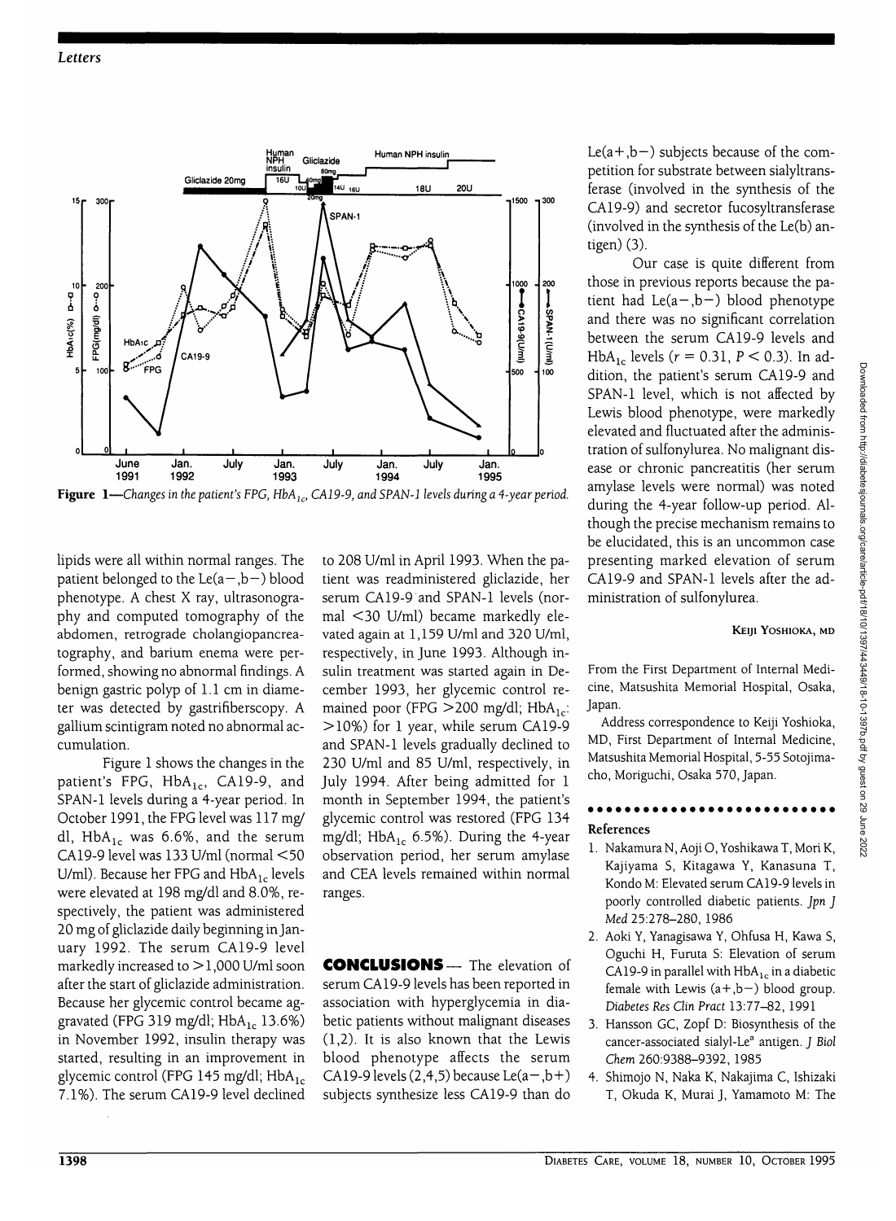**Figure 1**—*Changes in the patient's FPG, $HbA_{1c}$, CA19-9, and SPAN-1 levels during a 4-year period.*

lipids were all within normal ranges. The patient belonged to the Le(a−,b−) blood phenotype. A chest X ray, ultrasonography and computed tomography of the abdomen, retrograde cholangiopancreatography, and barium enema were performed, showing no abnormal findings. A benign gastric polyp of 1.1 cm in diameter was detected by gastrifiberscopy. A gallium scintigram noted no abnormal accumulation.

Figure 1 shows the changes in the patient's FPG, $HbA_{1c}$, CA19-9, and SPAN-1 levels during a 4-year period. In October 1991, the FPG level was 117 mg/dl, $HbA_{1c}$ was 6.6%, and the serum CA19-9 level was 133 U/ml (normal <50 U/ml). Because her FPG and $HbA_{1c}$ levels were elevated at 198 mg/dl and 8.0%, respectively, the patient was administered 20 mg of gliclazide daily beginning in January 1992. The serum CA19-9 level markedly increased to >1,000 U/ml soon after the start of gliclazide administration. Because her glycemic control became aggravated (FPG 319 mg/dl; $HbA_{1c}$ 13.6%) in November 1992, insulin therapy was started, resulting in an improvement in glycemic control (FPG 145 mg/dl; $HbA_{1c}$ 7.1%). The serum CA19-9 level declined to 208 U/ml in April 1993. When the patient was readministered gliclazide, her serum CA19-9 and SPAN-1 levels (normal <30 U/ml) became markedly elevated again at 1,159 U/ml and 320 U/ml, respectively, in June 1993. Although insulin treatment was started again in December 1993, her glycemic control remained poor (FPG >200 mg/dl; $HbA_{1c}$: >10%) for 1 year, while serum CA19-9 and SPAN-1 levels gradually declined to 230 U/ml and 85 U/ml, respectively, in July 1994. After being admitted for 1 month in September 1994, the patient's glycemic control was restored (FPG 134 mg/dl; $HbA_{1c}$ 6.5%). During the 4-year observation period, her serum amylase and CEA levels remained within normal ranges.

**CONCLUSIONS** — The elevation of serum CA19-9 levels has been reported in association with hyperglycemia in diabetic patients without malignant diseases (1,2). It is also known that the Lewis blood phenotype affects the serum CA19-9 levels (2,4,5) because Le(a−,b+) subjects synthesize less CA19-9 than do Le(a+,b−) subjects because of the competition for substrate between sialyltransferase (involved in the synthesis of the CA19-9) and secretor fucosyltransferase (involved in the synthesis of the Le(b) antigen) (3).

Our case is quite different from those in previous reports because the patient had Le(a−,b−) blood phenotype and there was no significant correlation between the serum CA19-9 levels and $HbA_{1c}$ levels ($r = 0.31$, $P < 0.3$). In addition, the patient's serum CA19-9 and SPAN-1 level, which is not affected by Lewis blood phenotype, were markedly elevated and fluctuated after the administration of sulfonylurea. No malignant disease or chronic pancreatitis (her serum amylase levels were normal) was noted during the 4-year follow-up period. Although the precise mechanism remains to be elucidated, this is an uncommon case presenting marked elevation of serum CA19-9 and SPAN-1 levels after the administration of sulfonylurea.

KEIJI YOSHIOKA, MD

From the First Department of Internal Medicine, Matsushita Memorial Hospital, Osaka, Japan.

Address correspondence to Keiji Yoshioka, MD, First Department of Internal Medicine, Matsushita Memorial Hospital, 5-55 Sotojimacho, Moriguchi, Osaka 570, Japan.

### References

1. Nakamura N, Aoji O, Yoshikawa T, Mori K, Kajiyama S, Kitagawa Y, Kanasuna T, Kondo M: Elevated serum CA19-9 levels in poorly controlled diabetic patients. *Jpn J Med* 25:278–280, 1986
2. Aoki Y, Yanagisawa Y, Ohfusa H, Kawa S, Oguchi H, Furuta S: Elevation of serum CA19-9 in parallel with $HbA_{1c}$ in a diabetic female with Lewis (a+,b−) blood group. *Diabetes Res Clin Pract* 13:77–82, 1991
3. Hansson GC, Zopf D: Biosynthesis of the cancer-associated sialyl-Le[a] antigen. *J Biol Chem* 260:9388–9392, 1985
4. Shimojo N, Naka K, Nakajima C, Ishizaki T, Okuda K, Murai J, Yamamoto M: The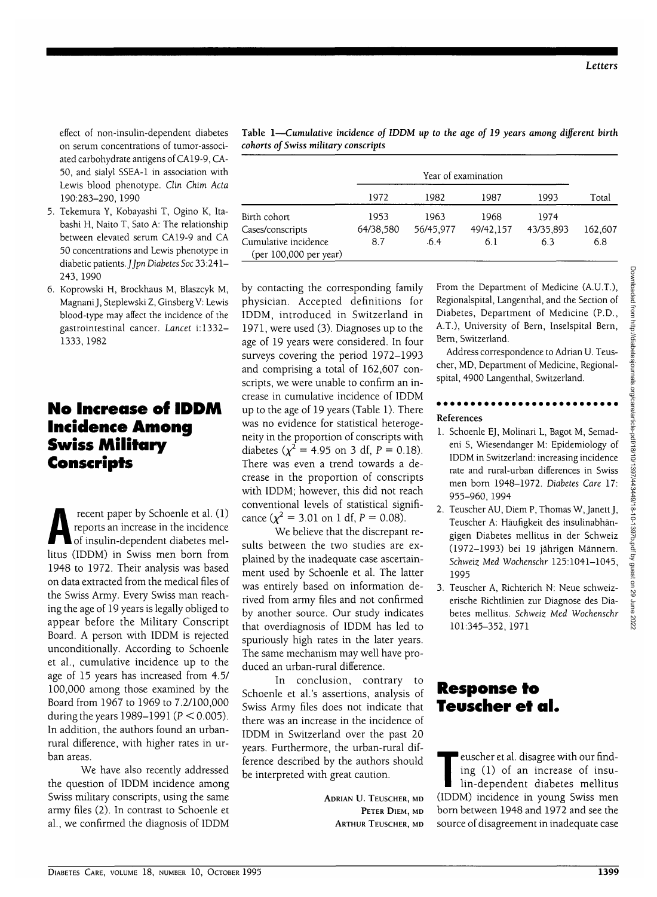effect of non-insulin-dependent diabetes on serum concentrations of tumor-associated carbohydrate antigens of CA19-9, CA-50, and sialyl SSEA-1 in association with Lewis blood phenotype. *Clin Chim Acta* 190:283–290, 1990

5. Tekemura Y, Kobayashi T, Ogino K, Itabashi H, Naito T, Sato A: The relationship between elevated serum CA19-9 and CA 50 concentrations and Lewis phenotype in diabetic patients. *J Jpn Diabetes Soc* 33:241–243, 1990
6. Koprowski H, Brockhaus M, Blaszczyk M, Magnani J, Steplewski Z, Ginsberg V: Lewis blood-type may affect the incidence of the gastrointestinal cancer. *Lancet* i:1332–1333, 1982

## No Increase of IDDM Incidence Among Swiss Military Conscripts

A recent paper by Schoenle et al. (1) reports an increase in the incidence of insulin-dependent diabetes mellitus (IDDM) in Swiss men born from 1948 to 1972. Their analysis was based on data extracted from the medical files of the Swiss Army. Every Swiss man reaching the age of 19 years is legally obliged to appear before the Military Conscript Board. A person with IDDM is rejected unconditionally. According to Schoenle et al., cumulative incidence up to the age of 15 years has increased from 4.5/100,000 among those examined by the Board from 1967 to 1969 to 7.2/100,000 during the years 1989–1991 ($P < 0.005$). In addition, the authors found an urban-rural difference, with higher rates in urban areas.

We have also recently addressed the question of IDDM incidence among Swiss military conscripts, using the same army files (2). In contrast to Schoenle et al., we confirmed the diagnosis of IDDM by contacting the corresponding family physician. Accepted definitions for IDDM, introduced in Switzerland in 1971, were used (3). Diagnoses up to the age of 19 years were considered. In four surveys covering the period 1972–1993 and comprising a total of 162,607 conscripts, we were unable to confirm an increase in cumulative incidence of IDDM up to the age of 19 years (Table 1). There was no evidence for statistical heterogeneity in the proportion of conscripts with diabetes ($\chi^2 = 4.95$ on 3 df, $P = 0.18$). There was even a trend towards a decrease in the proportion of conscripts with IDDM; however, this did not reach conventional levels of statistical significance ($\chi^2 = 3.01$ on 1 df, $P = 0.08$).

**Table 1**—*Cumulative incidence of IDDM up to the age of 19 years among different birth cohorts of Swiss military conscripts*

| | Year of examination | | | | |
|---|---|---|---|---|---|
| | 1972 | 1982 | 1987 | 1993 | Total |
| Birth cohort | 1953 | 1963 | 1968 | 1974 | |
| Cases/conscripts | 64/38,580 | 56/45,977 | 49/42,157 | 43/35,893 | 162,607 |
| Cumulative incidence (per 100,000 per year) | 8.7 | 6.4 | 6.1 | 6.3 | 6.8 |

We believe that the discrepant results between the two studies are explained by the inadequate case ascertainment used by Schoenle et al. The latter was entirely based on information derived from army files and not confirmed by another source. Our study indicates that overdiagnosis of IDDM has led to spuriously high rates in the later years. The same mechanism may well have produced an urban-rural difference.

In conclusion, contrary to Schoenle et al.'s assertions, analysis of Swiss Army files does not indicate that there was an increase in the incidence of IDDM in Switzerland over the past 20 years. Furthermore, the urban-rural difference described by the authors should be interpreted with great caution.

ADRIAN U. TEUSCHER, MD
PETER DIEM, MD
ARTHUR TEUSCHER, MD

From the Department of Medicine (A.U.T.), Regionalspital, Langenthal, and the Section of Diabetes, Department of Medicine (P.D., A.T.), University of Bern, Inselspital Bern, Bern, Switzerland.

Address correspondence to Adrian U. Teuscher, MD, Department of Medicine, Regionalspital, 4900 Langenthal, Switzerland.

### References

1. Schoenle EJ, Molinari L, Bagot M, Semadeni S, Wiesendanger M: Epidemiology of IDDM in Switzerland: increasing incidence rate and rural-urban differences in Swiss men born 1948–1972. *Diabetes Care* 17: 955–960, 1994
2. Teuscher AU, Diem P, Thomas W, Janett J, Teuscher A: Häufigkeit des insulinabhängigen Diabetes mellitus in der Schweiz (1972–1993) bei 19 jährigen Männern. *Schweiz Med Wochenschr* 125:1041–1045, 1995
3. Teuscher A, Richterich N: Neue schweizerische Richtlinien zur Diagnose des Diabetes mellitus. *Schweiz Med Wochenschr* 101:345–352, 1971

## Response to Teuscher et al.

Teuscher et al. disagree with our finding (1) of an increase of insulin-dependent diabetes mellitus (IDDM) incidence in young Swiss men born between 1948 and 1972 and see the source of disagreement in inadequate case